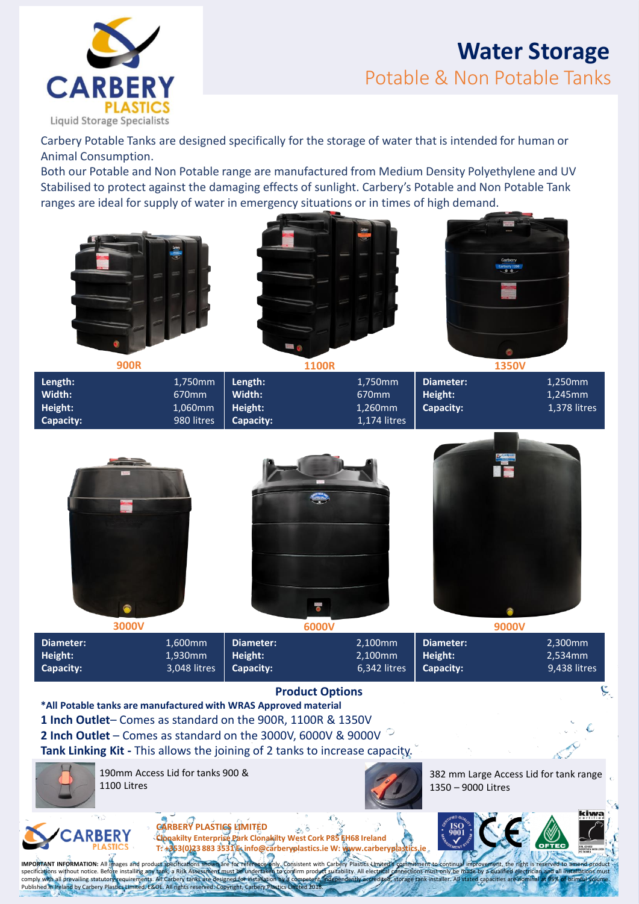CARBERY PLASTICS
Liquid Storage Specialists

# Water Storage

## Potable & Non Potable Tanks

Carbery Potable Tanks are designed specifically for the storage of water that is intended for human or Animal Consumption.
Both our Potable and Non Potable range are manufactured from Medium Density Polyethylene and UV Stabilised to protect against the damaging effects of sunlight. Carbery's Potable and Non Potable Tank ranges are ideal for supply of water in emergency situations or in times of high demand.

**900R**

| | |
|---|---|
| **Length:** | 1,750mm |
| **Width:** | 670mm |
| **Height:** | 1,060mm |
| **Capacity:** | 980 litres |

**1100R**

| | |
|---|---|
| **Length:** | 1,750mm |
| **Width:** | 670mm |
| **Height:** | 1,260mm |
| **Capacity:** | 1,174 litres |

**1350V**

| | |
|---|---|
| **Diameter:** | 1,250mm |
| **Height:** | 1,245mm |
| **Capacity:** | 1,378 litres |

**3000V**

| | |
|---|---|
| **Diameter:** | 1,600mm |
| **Height:** | 1,930mm |
| **Capacity:** | 3,048 litres |

**6000V**

| | |
|---|---|
| **Diameter:** | 2,100mm |
| **Height:** | 2,100mm |
| **Capacity:** | 6,342 litres |

**9000V**

| | |
|---|---|
| **Diameter:** | 2,300mm |
| **Height:** | 2,534mm |
| **Capacity:** | 9,438 litres |

## Product Options

**\*All Potable tanks are manufactured with WRAS Approved material**

**1 Inch Outlet**– Comes as standard on the 900R, 1100R & 1350V

**2 Inch Outlet** – Comes as standard on the 3000V, 6000V & 9000V

**Tank Linking Kit -** This allows the joining of 2 tanks to increase capacity.

190mm Access Lid for tanks 900 & 1100 Litres

382 mm Large Access Lid for tank range 1350 – 9000 Litres

**CARBERY PLASTICS LIMITED**
**Clonakilty Enterprise Park Clonakilty West Cork P85 EH68 Ireland**
**T: +353(0)23 883 3531 E: info@carberyplastics.ie W: www.carberyplastics.ie**

**IMPORTANT INFORMATION:** All images and product specifications shown are for reference only. Consistent with Carbery Plastics Limited's commitment to continual improvement, the right is reserved to amend product specifications without notice. Before installing any tank, a Risk Assessment must be undertaken to confirm product suitability. All electrical connections must only be made by a qualified electrician and all installations must comply with all prevailing statutory requirements. All Carbery tanks are designed for installation by a competent, independently accredited, storage tank installer. All stated capacities are nominal at 95% of brimful volume. Published in Ireland by Carbery Plastics Limited. E&OE. All rights reserved. Copyright, Carbery Plastics Limited 2018.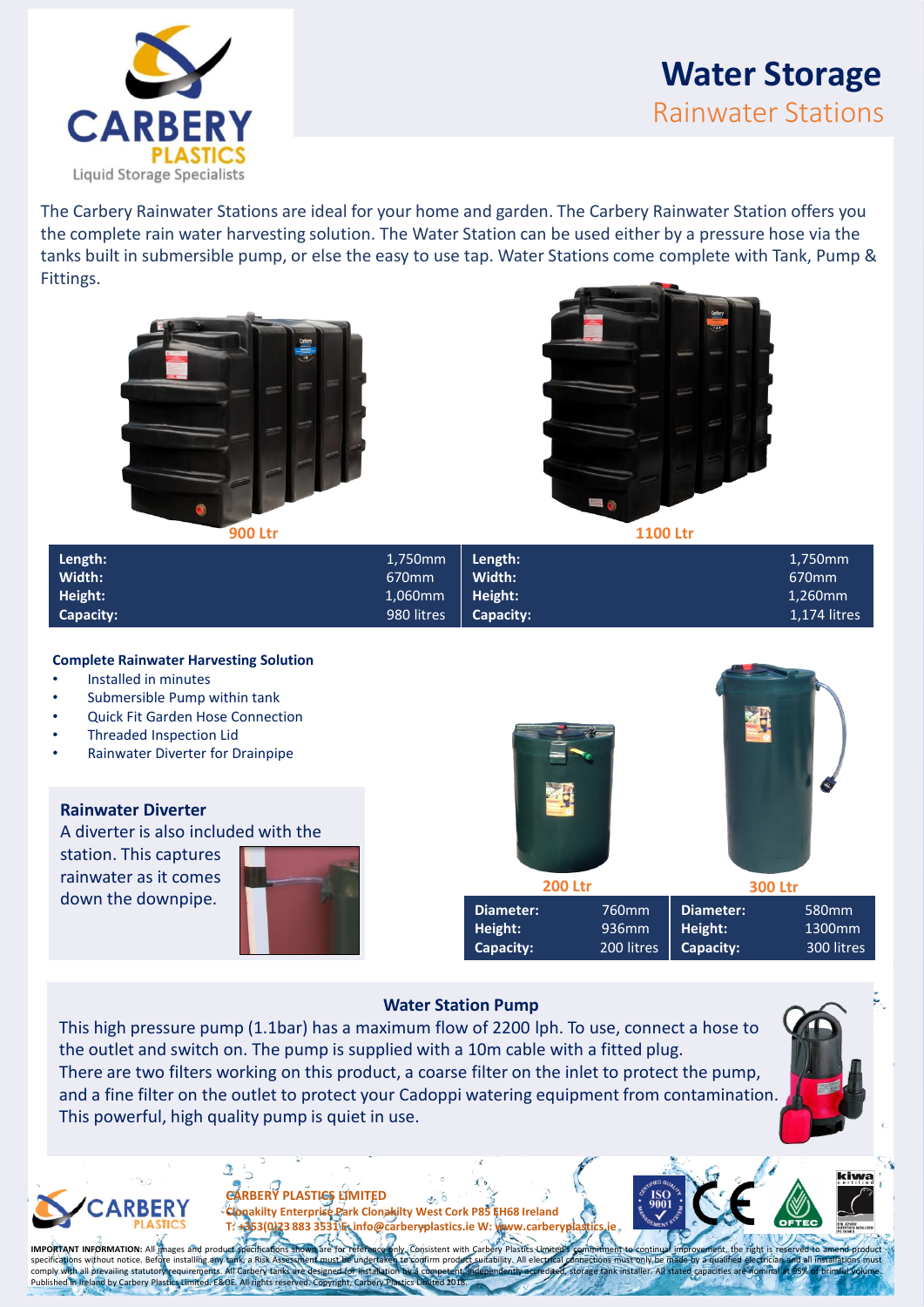# Water Storage

## Rainwater Stations

The Carbery Rainwater Stations are ideal for your home and garden. The Carbery Rainwater Station offers you the complete rain water harvesting solution. The Water Station can be used either by a pressure hose via the tanks built in submersible pump, or else the easy to use tap. Water Stations come complete with Tank, Pump & Fittings.

**900 Ltr**

| | |
|---|---|
| **Length:** | 1,750mm |
| **Width:** | 670mm |
| **Height:** | 1,060mm |
| **Capacity:** | 980 litres |

**1100 Ltr**

| | |
|---|---|
| **Length:** | 1,750mm |
| **Width:** | 670mm |
| **Height:** | 1,260mm |
| **Capacity:** | 1,174 litres |

### Complete Rainwater Harvesting Solution

- Installed in minutes
- Submersible Pump within tank
- Quick Fit Garden Hose Connection
- Threaded Inspection Lid
- Rainwater Diverter for Drainpipe

### Rainwater Diverter

A diverter is also included with the station. This captures rainwater as it comes down the downpipe.

**200 Ltr**

| | |
|---|---|
| **Diameter:** | 760mm |
| **Height:** | 936mm |
| **Capacity:** | 200 litres |

**300 Ltr**

| | |
|---|---|
| **Diameter:** | 580mm |
| **Height:** | 1300mm |
| **Capacity:** | 300 litres |

### Water Station Pump

This high pressure pump (1.1bar) has a maximum flow of 2200 lph. To use, connect a hose to the outlet and switch on. The pump is supplied with a 10m cable with a fitted plug.
There are two filters working on this product, a coarse filter on the inlet to protect the pump, and a fine filter on the outlet to protect your Cadoppi watering equipment from contamination. This powerful, high quality pump is quiet in use.

**CARBERY PLASTICS LIMITED**
**Clonakilty Enterprise Park Clonakilty West Cork P85 EH68 Ireland**
**T: +353(0)23 883 3531 E: info@carberyplastics.ie W: www.carberyplastics.ie**

**IMPORTANT INFORMATION:** All images and product specifications shown are for reference only. Consistent with Carbery Plastics Limited's commitment to continual improvement, the right is reserved to amend product specifications without notice. Before installing any tank, a Risk Assessment must be undertaken to confirm product suitability. All electrical connections must only be made by a qualified electrician and all installations must comply with all prevailing statutory requirements. All Carbery tanks are designed for installation by a competent, independently accredited, storage tank installer. All stated capacities are nominal at 95% of brimful volume. Published in Ireland by Carbery Plastics Limited. E&OE. All rights reserved. Copyright, Carbery Plastics Limited 2018.